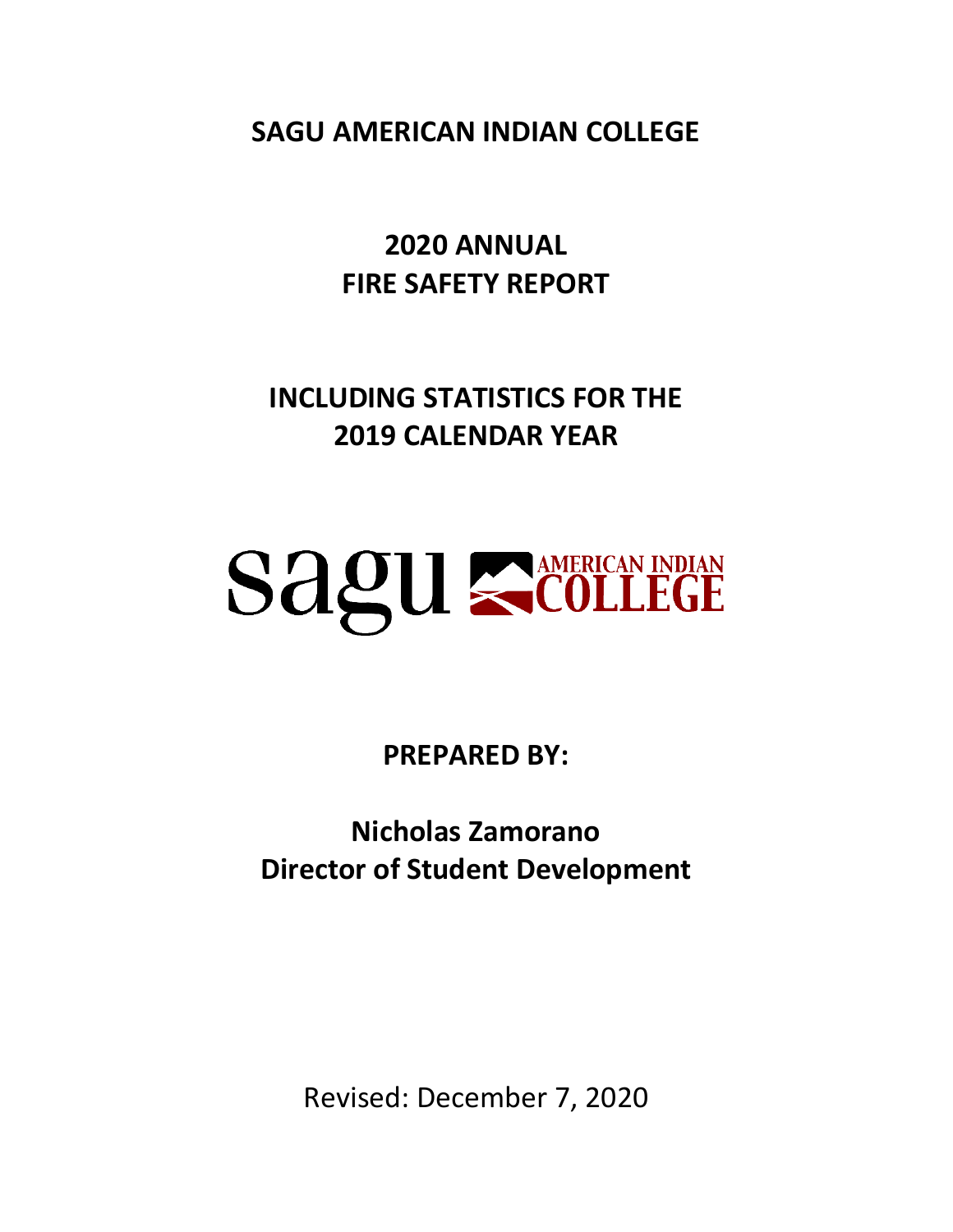# SAGU AMERICAN INDIAN COLLEGE

## 2020 ANNUAL FIRE SAFETY REPORT

## INCLUDING STATISTICS FOR THE 2019 CALENDAR YEAR

sagu AMERICAN INDIAN COLLEGE

**PREPARED BY:**

**Nicholas Zamorano**
**Director of Student Development**

Revised: December 7, 2020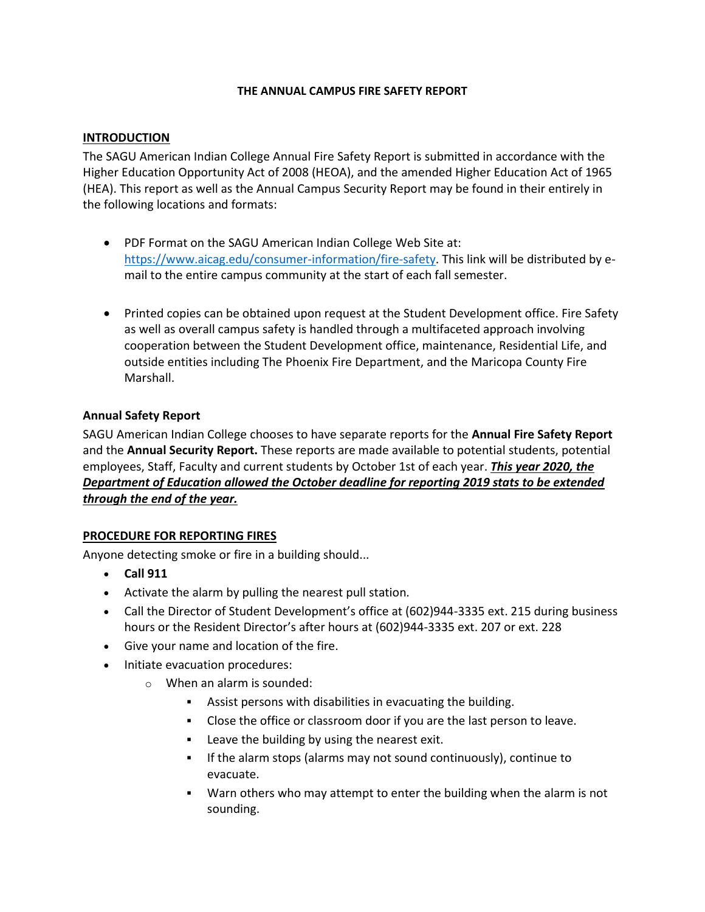**THE ANNUAL CAMPUS FIRE SAFETY REPORT**

## INTRODUCTION

The SAGU American Indian College Annual Fire Safety Report is submitted in accordance with the Higher Education Opportunity Act of 2008 (HEOA), and the amended Higher Education Act of 1965 (HEA). This report as well as the Annual Campus Security Report may be found in their entirely in the following locations and formats:

- PDF Format on the SAGU American Indian College Web Site at: [https://www.aicag.edu/consumer-information/fire-safety](https://www.aicag.edu/consumer-information/fire-safety). This link will be distributed by e-mail to the entire campus community at the start of each fall semester.

- Printed copies can be obtained upon request at the Student Development office. Fire Safety as well as overall campus safety is handled through a multifaceted approach involving cooperation between the Student Development office, maintenance, Residential Life, and outside entities including The Phoenix Fire Department, and the Maricopa County Fire Marshall.

### Annual Safety Report

SAGU American Indian College chooses to have separate reports for the **Annual Fire Safety Report** and the **Annual Security Report.** These reports are made available to potential students, potential employees, Staff, Faculty and current students by October 1st of each year. ***This year 2020, the Department of Education allowed the October deadline for reporting 2019 stats to be extended through the end of the year.***

## PROCEDURE FOR REPORTING FIRES

Anyone detecting smoke or fire in a building should...

- **Call 911**
- Activate the alarm by pulling the nearest pull station.
- Call the Director of Student Development's office at (602)944-3335 ext. 215 during business hours or the Resident Director's after hours at (602)944-3335 ext. 207 or ext. 228
- Give your name and location of the fire.
- Initiate evacuation procedures:
  - When an alarm is sounded:
    - Assist persons with disabilities in evacuating the building.
    - Close the office or classroom door if you are the last person to leave.
    - Leave the building by using the nearest exit.
    - If the alarm stops (alarms may not sound continuously), continue to evacuate.
    - Warn others who may attempt to enter the building when the alarm is not sounding.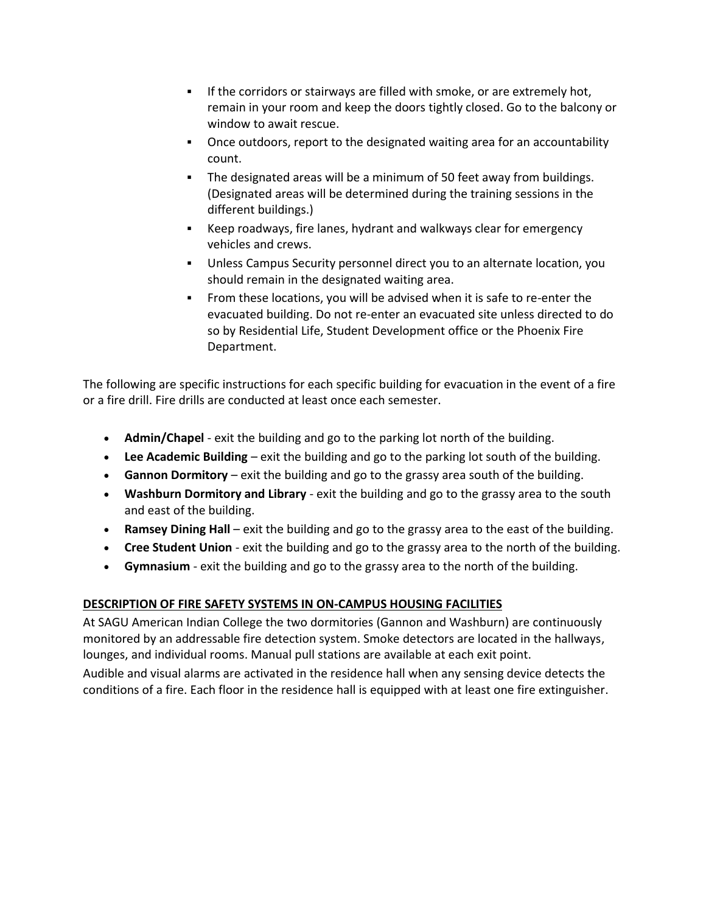- If the corridors or stairways are filled with smoke, or are extremely hot, remain in your room and keep the doors tightly closed. Go to the balcony or window to await rescue.
- Once outdoors, report to the designated waiting area for an accountability count.
- The designated areas will be a minimum of 50 feet away from buildings. (Designated areas will be determined during the training sessions in the different buildings.)
- Keep roadways, fire lanes, hydrant and walkways clear for emergency vehicles and crews.
- Unless Campus Security personnel direct you to an alternate location, you should remain in the designated waiting area.
- From these locations, you will be advised when it is safe to re-enter the evacuated building. Do not re-enter an evacuated site unless directed to do so by Residential Life, Student Development office or the Phoenix Fire Department.

The following are specific instructions for each specific building for evacuation in the event of a fire or a fire drill. Fire drills are conducted at least once each semester.

- **Admin/Chapel** - exit the building and go to the parking lot north of the building.
- **Lee Academic Building** – exit the building and go to the parking lot south of the building.
- **Gannon Dormitory** – exit the building and go to the grassy area south of the building.
- **Washburn Dormitory and Library** - exit the building and go to the grassy area to the south and east of the building.
- **Ramsey Dining Hall** – exit the building and go to the grassy area to the east of the building.
- **Cree Student Union** - exit the building and go to the grassy area to the north of the building.
- **Gymnasium** - exit the building and go to the grassy area to the north of the building.

**DESCRIPTION OF FIRE SAFETY SYSTEMS IN ON-CAMPUS HOUSING FACILITIES**

At SAGU American Indian College the two dormitories (Gannon and Washburn) are continuously monitored by an addressable fire detection system. Smoke detectors are located in the hallways, lounges, and individual rooms. Manual pull stations are available at each exit point.

Audible and visual alarms are activated in the residence hall when any sensing device detects the conditions of a fire. Each floor in the residence hall is equipped with at least one fire extinguisher.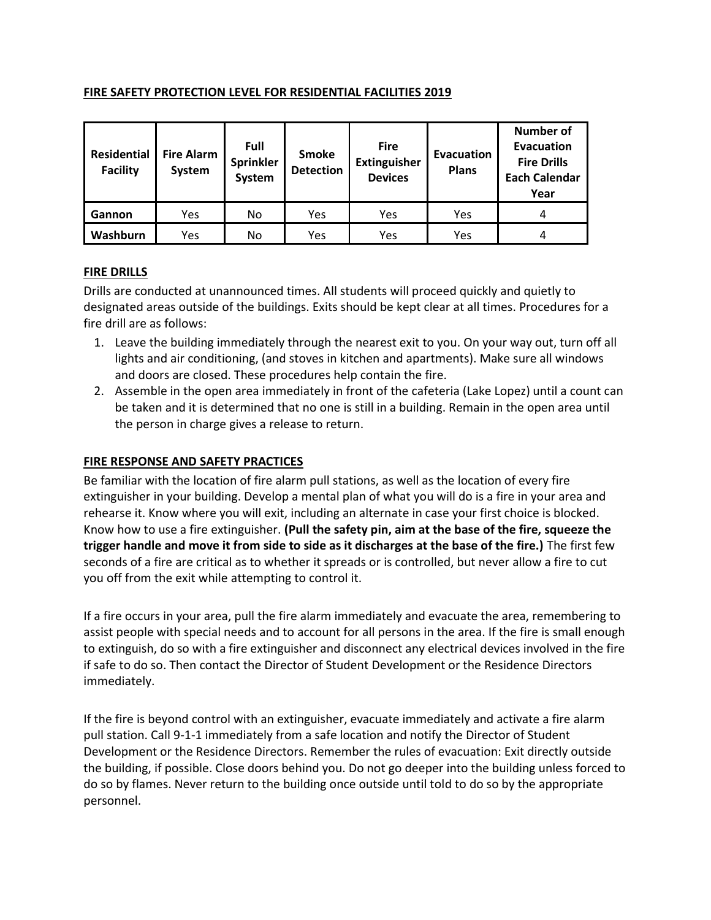## FIRE SAFETY PROTECTION LEVEL FOR RESIDENTIAL FACILITIES 2019

| Residential Facility | Fire Alarm System | Full Sprinkler System | Smoke Detection | Fire Extinguisher Devices | Evacuation Plans | Number of Evacuation Fire Drills Each Calendar Year |
|---|---|---|---|---|---|---|
| **Gannon** | Yes | No | Yes | Yes | Yes | 4 |
| **Washburn** | Yes | No | Yes | Yes | Yes | 4 |

## FIRE DRILLS

Drills are conducted at unannounced times. All students will proceed quickly and quietly to designated areas outside of the buildings. Exits should be kept clear at all times. Procedures for a fire drill are as follows:

1. Leave the building immediately through the nearest exit to you. On your way out, turn off all lights and air conditioning, (and stoves in kitchen and apartments). Make sure all windows and doors are closed. These procedures help contain the fire.
2. Assemble in the open area immediately in front of the cafeteria (Lake Lopez) until a count can be taken and it is determined that no one is still in a building. Remain in the open area until the person in charge gives a release to return.

## FIRE RESPONSE AND SAFETY PRACTICES

Be familiar with the location of fire alarm pull stations, as well as the location of every fire extinguisher in your building. Develop a mental plan of what you will do is a fire in your area and rehearse it. Know where you will exit, including an alternate in case your first choice is blocked. Know how to use a fire extinguisher. **(Pull the safety pin, aim at the base of the fire, squeeze the trigger handle and move it from side to side as it discharges at the base of the fire.)** The first few seconds of a fire are critical as to whether it spreads or is controlled, but never allow a fire to cut you off from the exit while attempting to control it.

If a fire occurs in your area, pull the fire alarm immediately and evacuate the area, remembering to assist people with special needs and to account for all persons in the area. If the fire is small enough to extinguish, do so with a fire extinguisher and disconnect any electrical devices involved in the fire if safe to do so. Then contact the Director of Student Development or the Residence Directors immediately.

If the fire is beyond control with an extinguisher, evacuate immediately and activate a fire alarm pull station. Call 9-1-1 immediately from a safe location and notify the Director of Student Development or the Residence Directors. Remember the rules of evacuation: Exit directly outside the building, if possible. Close doors behind you. Do not go deeper into the building unless forced to do so by flames. Never return to the building once outside until told to do so by the appropriate personnel.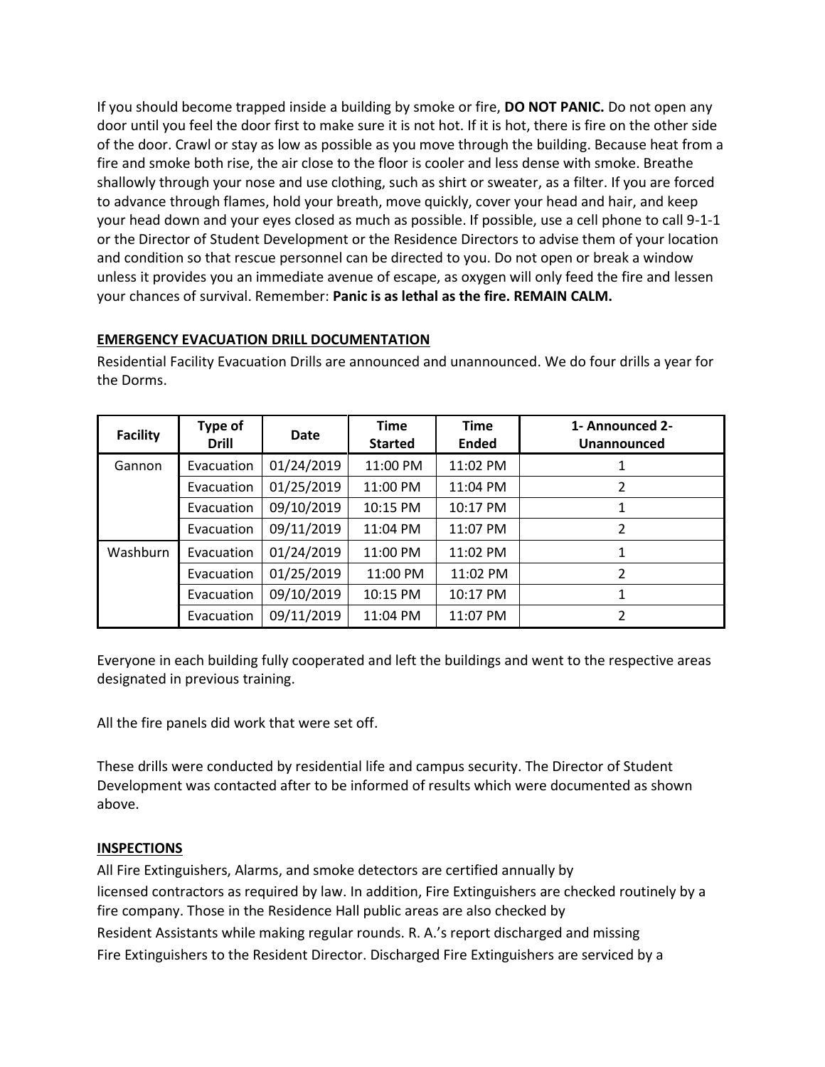If you should become trapped inside a building by smoke or fire, **DO NOT PANIC.** Do not open any door until you feel the door first to make sure it is not hot. If it is hot, there is fire on the other side of the door. Crawl or stay as low as possible as you move through the building. Because heat from a fire and smoke both rise, the air close to the floor is cooler and less dense with smoke. Breathe shallowly through your nose and use clothing, such as shirt or sweater, as a filter. If you are forced to advance through flames, hold your breath, move quickly, cover your head and hair, and keep your head down and your eyes closed as much as possible. If possible, use a cell phone to call 9-1-1 or the Director of Student Development or the Residence Directors to advise them of your location and condition so that rescue personnel can be directed to you. Do not open or break a window unless it provides you an immediate avenue of escape, as oxygen will only feed the fire and lessen your chances of survival. Remember: **Panic is as lethal as the fire. REMAIN CALM.**

## EMERGENCY EVACUATION DRILL DOCUMENTATION

Residential Facility Evacuation Drills are announced and unannounced. We do four drills a year for the Dorms.

| Facility | Type of Drill | Date | Time Started | Time Ended | 1- Announced 2- Unannounced |
|---|---|---|---|---|---|
| Gannon | Evacuation | 01/24/2019 | 11:00 PM | 11:02 PM | 1 |
| | Evacuation | 01/25/2019 | 11:00 PM | 11:04 PM | 2 |
| | Evacuation | 09/10/2019 | 10:15 PM | 10:17 PM | 1 |
| | Evacuation | 09/11/2019 | 11:04 PM | 11:07 PM | 2 |
| Washburn | Evacuation | 01/24/2019 | 11:00 PM | 11:02 PM | 1 |
| | Evacuation | 01/25/2019 | 11:00 PM | 11:02 PM | 2 |
| | Evacuation | 09/10/2019 | 10:15 PM | 10:17 PM | 1 |
| | Evacuation | 09/11/2019 | 11:04 PM | 11:07 PM | 2 |

Everyone in each building fully cooperated and left the buildings and went to the respective areas designated in previous training.

All the fire panels did work that were set off.

These drills were conducted by residential life and campus security. The Director of Student Development was contacted after to be informed of results which were documented as shown above.

## INSPECTIONS

All Fire Extinguishers, Alarms, and smoke detectors are certified annually by licensed contractors as required by law. In addition, Fire Extinguishers are checked routinely by a fire company. Those in the Residence Hall public areas are also checked by Resident Assistants while making regular rounds. R. A.'s report discharged and missing Fire Extinguishers to the Resident Director. Discharged Fire Extinguishers are serviced by a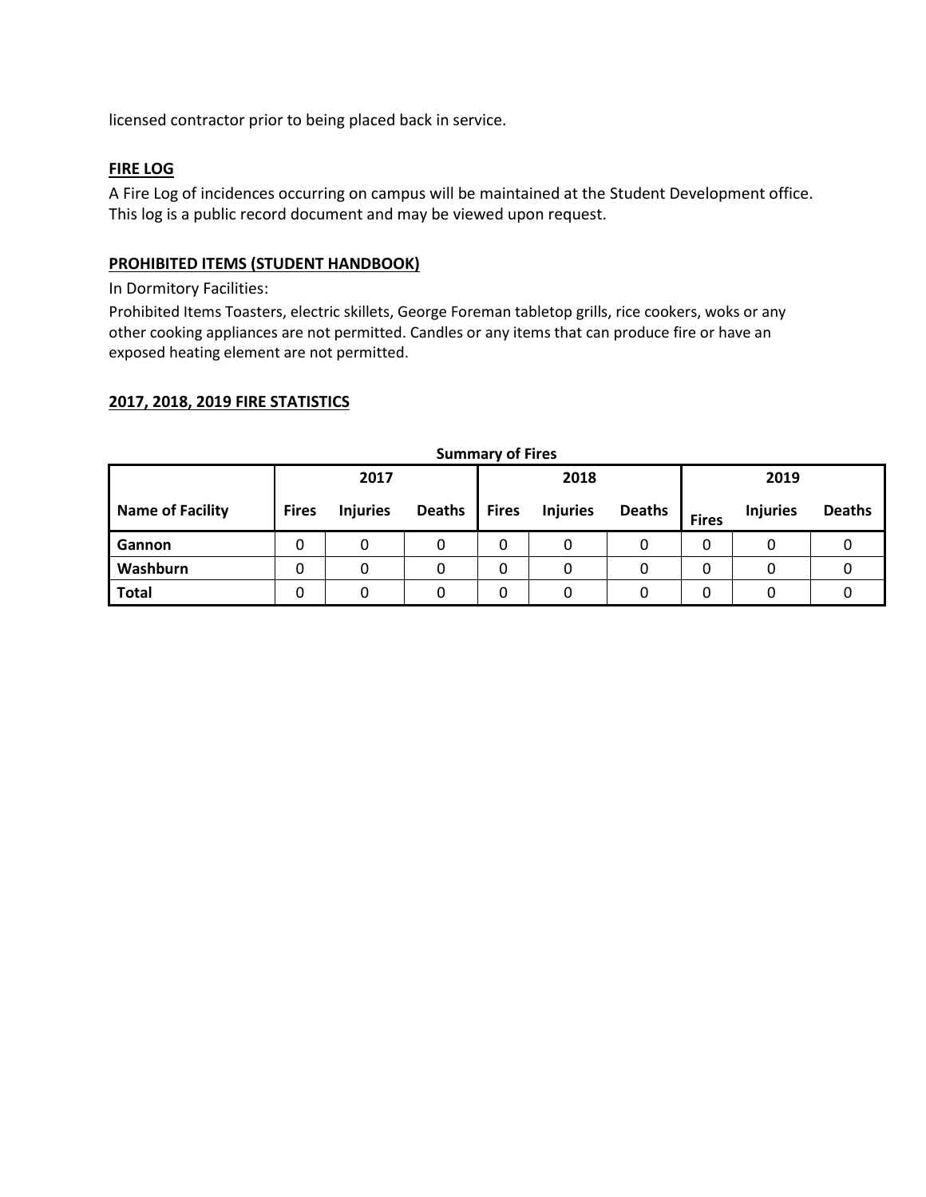licensed contractor prior to being placed back in service.

## FIRE LOG

A Fire Log of incidences occurring on campus will be maintained at the Student Development office. This log is a public record document and may be viewed upon request.

## PROHIBITED ITEMS (STUDENT HANDBOOK)

In Dormitory Facilities:

Prohibited Items Toasters, electric skillets, George Foreman tabletop grills, rice cookers, woks or any other cooking appliances are not permitted. Candles or any items that can produce fire or have an exposed heating element are not permitted.

## 2017, 2018, 2019 FIRE STATISTICS

**Summary of Fires**

| | 2017 | | | 2018 | | | 2019 | | |
|---|---|---|---|---|---|---|---|---|---|
| **Name of Facility** | **Fires** | **Injuries** | **Deaths** | **Fires** | **Injuries** | **Deaths** | **Fires** | **Injuries** | **Deaths** |
| **Gannon** | 0 | 0 | 0 | 0 | 0 | 0 | 0 | 0 | 0 |
| **Washburn** | 0 | 0 | 0 | 0 | 0 | 0 | 0 | 0 | 0 |
| **Total** | 0 | 0 | 0 | 0 | 0 | 0 | 0 | 0 | 0 |